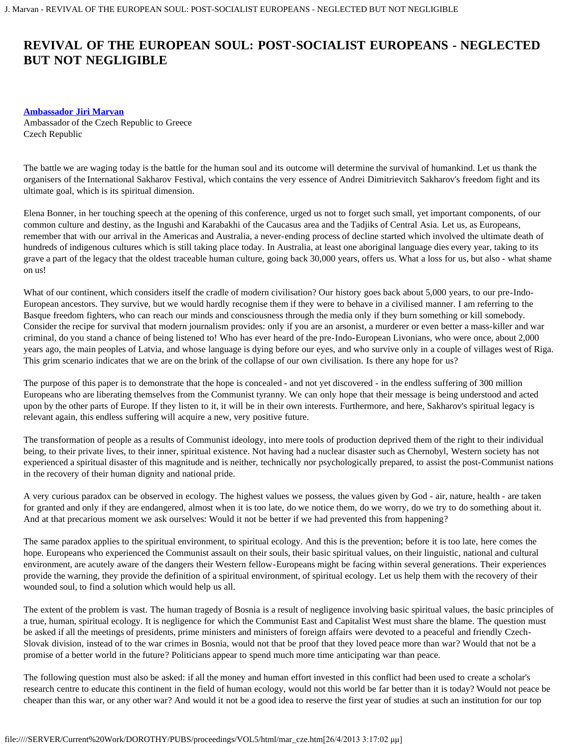# REVIVAL OF THE EUROPEAN SOUL: POST-SOCIALIST EUROPEANS - NEGLECTED BUT NOT NEGLIGIBLE

**Ambassador Jiri Marvan**
Ambassador of the Czech Republic to Greece
Czech Republic

The battle we are waging today is the battle for the human soul and its outcome will determine the survival of humankind. Let us thank the organisers of the International Sakharov Festival, which contains the very essence of Andrei Dimitrievitch Sakharov's freedom fight and its ultimate goal, which is its spiritual dimension.

Elena Bonner, in her touching speech at the opening of this conference, urged us not to forget such small, yet important components, of our common culture and destiny, as the Ingushi and Karabakhi of the Caucasus area and the Tadjiks of Central Asia. Let us, as Europeans, remember that with our arrival in the Americas and Australia, a never-ending process of decline started which involved the ultimate death of hundreds of indigenous cultures which is still taking place today. In Australia, at least one aboriginal language dies every year, taking to its grave a part of the legacy that the oldest traceable human culture, going back 30,000 years, offers us. What a loss for us, but also - what shame on us!

What of our continent, which considers itself the cradle of modern civilisation? Our history goes back about 5,000 years, to our pre-Indo-European ancestors. They survive, but we would hardly recognise them if they were to behave in a civilised manner. I am referring to the Basque freedom fighters, who can reach our minds and consciousness through the media only if they burn something or kill somebody. Consider the recipe for survival that modern journalism provides: only if you are an arsonist, a murderer or even better a mass-killer and war criminal, do you stand a chance of being listened to! Who has ever heard of the pre-Indo-European Livonians, who were once, about 2,000 years ago, the main peoples of Latvia, and whose language is dying before our eyes, and who survive only in a couple of villages west of Riga. This grim scenario indicates that we are on the brink of the collapse of our own civilisation. Is there any hope for us?

The purpose of this paper is to demonstrate that the hope is concealed - and not yet discovered - in the endless suffering of 300 million Europeans who are liberating themselves from the Communist tyranny. We can only hope that their message is being understood and acted upon by the other parts of Europe. If they listen to it, it will be in their own interests. Furthermore, and here, Sakharov's spiritual legacy is relevant again, this endless suffering will acquire a new, very positive future.

The transformation of people as a results of Communist ideology, into mere tools of production deprived them of the right to their individual being, to their private lives, to their inner, spiritual existence. Not having had a nuclear disaster such as Chernobyl, Western society has not experienced a spiritual disaster of this magnitude and is neither, technically nor psychologically prepared, to assist the post-Communist nations in the recovery of their human dignity and national pride.

A very curious paradox can be observed in ecology. The highest values we possess, the values given by God - air, nature, health - are taken for granted and only if they are endangered, almost when it is too late, do we notice them, do we worry, do we try to do something about it. And at that precarious moment we ask ourselves: Would it not be better if we had prevented this from happening?

The same paradox applies to the spiritual environment, to spiritual ecology. And this is the prevention; before it is too late, here comes the hope. Europeans who experienced the Communist assault on their souls, their basic spiritual values, on their linguistic, national and cultural environment, are acutely aware of the dangers their Western fellow-Europeans might be facing within several generations. Their experiences provide the warning, they provide the definition of a spiritual environment, of spiritual ecology. Let us help them with the recovery of their wounded soul, to find a solution which would help us all.

The extent of the problem is vast. The human tragedy of Bosnia is a result of negligence involving basic spiritual values, the basic principles of a true, human, spiritual ecology. It is negligence for which the Communist East and Capitalist West must share the blame. The question must be asked if all the meetings of presidents, prime ministers and ministers of foreign affairs were devoted to a peaceful and friendly Czech-Slovak division, instead of to the war crimes in Bosnia, would not that be proof that they loved peace more than war? Would that not be a promise of a better world in the future? Politicians appear to spend much more time anticipating war than peace.

The following question must also be asked: if all the money and human effort invested in this conflict had been used to create a scholar's research centre to educate this continent in the field of human ecology, would not this world be far better than it is today? Would not peace be cheaper than this war, or any other war? And would it not be a good idea to reserve the first year of studies at such an institution for our top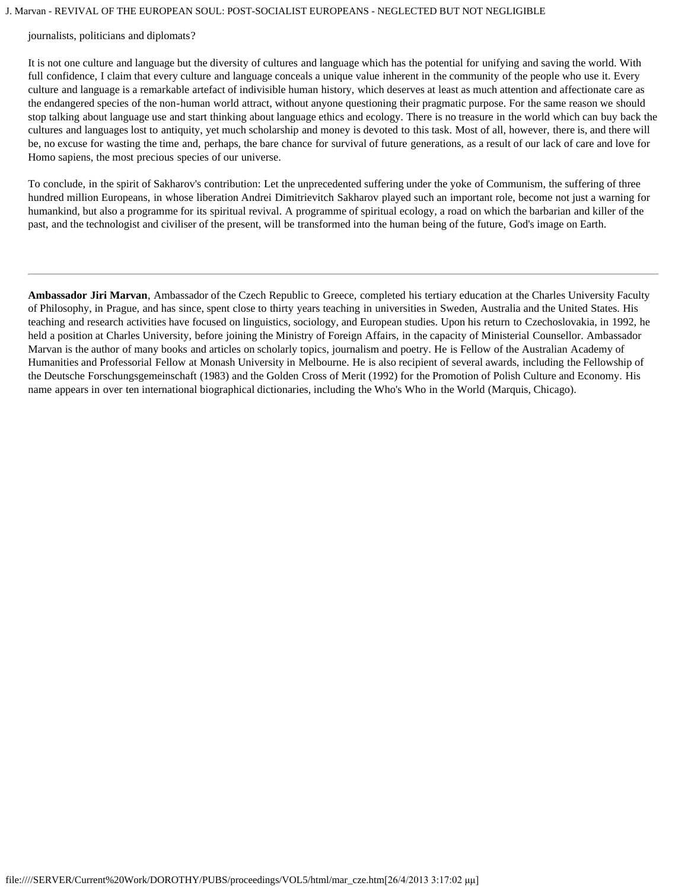journalists, politicians and diplomats?

It is not one culture and language but the diversity of cultures and language which has the potential for unifying and saving the world. With full confidence, I claim that every culture and language conceals a unique value inherent in the community of the people who use it. Every culture and language is a remarkable artefact of indivisible human history, which deserves at least as much attention and affectionate care as the endangered species of the non-human world attract, without anyone questioning their pragmatic purpose. For the same reason we should stop talking about language use and start thinking about language ethics and ecology. There is no treasure in the world which can buy back the cultures and languages lost to antiquity, yet much scholarship and money is devoted to this task. Most of all, however, there is, and there will be, no excuse for wasting the time and, perhaps, the bare chance for survival of future generations, as a result of our lack of care and love for Homo sapiens, the most precious species of our universe.

To conclude, in the spirit of Sakharov's contribution: Let the unprecedented suffering under the yoke of Communism, the suffering of three hundred million Europeans, in whose liberation Andrei Dimitrievitch Sakharov played such an important role, become not just a warning for humankind, but also a programme for its spiritual revival. A programme of spiritual ecology, a road on which the barbarian and killer of the past, and the technologist and civiliser of the present, will be transformed into the human being of the future, God's image on Earth.

---

**Ambassador Jiri Marvan**, Ambassador of the Czech Republic to Greece, completed his tertiary education at the Charles University Faculty of Philosophy, in Prague, and has since, spent close to thirty years teaching in universities in Sweden, Australia and the United States. His teaching and research activities have focused on linguistics, sociology, and European studies. Upon his return to Czechoslovakia, in 1992, he held a position at Charles University, before joining the Ministry of Foreign Affairs, in the capacity of Ministerial Counsellor. Ambassador Marvan is the author of many books and articles on scholarly topics, journalism and poetry. He is Fellow of the Australian Academy of Humanities and Professorial Fellow at Monash University in Melbourne. He is also recipient of several awards, including the Fellowship of the Deutsche Forschungsgemeinschaft (1983) and the Golden Cross of Merit (1992) for the Promotion of Polish Culture and Economy. His name appears in over ten international biographical dictionaries, including the Who's Who in the World (Marquis, Chicago).